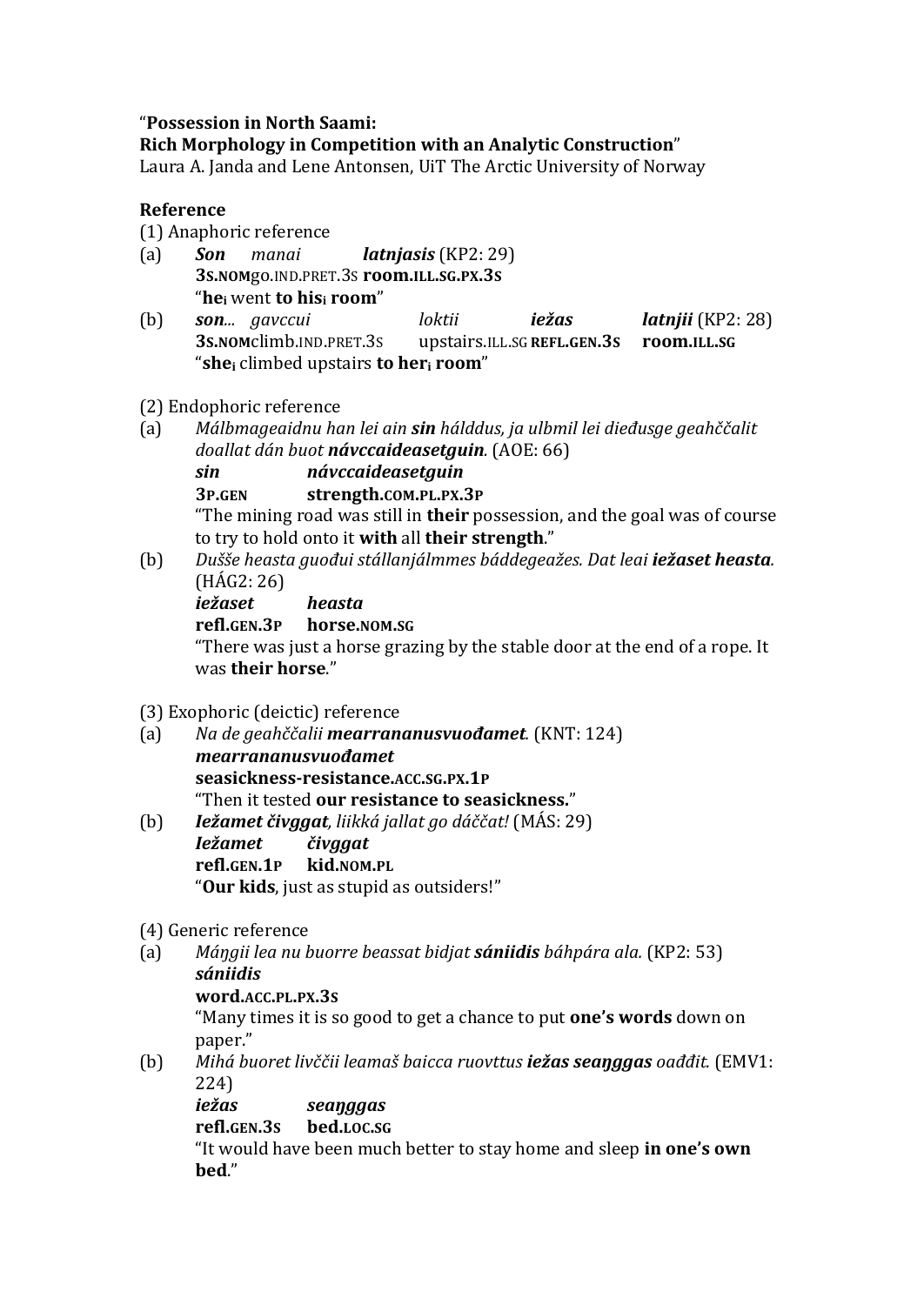"**Possession in North Saami:**
**Rich Morphology in Competition with an Analytic Construction**"
Laura A. Janda and Lene Antonsen, UiT The Arctic University of Norway

**Reference**

(1) Anaphoric reference

(a) ***Son*** *manai* ***latnjasis*** (KP2: 29)
**3S.NOM**go.IND.PRET.3S **room.ILL.SG.PX.3S**
"**he$_i$** went **to his$_i$ room**"

(b) ***son***... *gavccui* *loktii* ***iežas*** ***latnjii*** (KP2: 28)
**3S.NOM**climb.IND.PRET.3S upstairs.ILL.SG **REFL.GEN.3S** **room.ILL.SG**
"**she$_i$** climbed upstairs **to her$_i$ room**"

(2) Endophoric reference

(a) *Málbmageaidnu han lei ain* ***sin*** *hálddus, ja ulbmil lei dieđusge geahččalit doallat dán buot* ***návccaideasetguin***. (AOE: 66)
***sin*** ***návccaideasetguin***
**3P.GEN** **strength.COM.PL.PX.3P**
"The mining road was still in **their** possession, and the goal was of course to try to hold onto it **with** all **their strength**."

(b) *Dušše heasta guođui stállanjálmmes báddegeažes. Dat leai* ***iežaset heasta***. (HÁG2: 26)
***iežaset*** ***heasta***
**refl.GEN.3P** **horse.NOM.SG**
"There was just a horse grazing by the stable door at the end of a rope. It was **their horse**."

(3) Exophoric (deictic) reference

(a) *Na de geahččalii* ***mearrananusvuođamet***. (KNT: 124)
***mearrananusvuođamet***
**seasickness-resistance.ACC.SG.PX.1P**
"Then it tested **our resistance to seasickness.**"

(b) ***Iežamet čivggat***, *liikká jallat go dáččat!* (MÁS: 29)
***Iežamet*** ***čivggat***
**refl.GEN.1P** **kid.NOM.PL**
"**Our kids**, just as stupid as outsiders!"

(4) Generic reference

(a) *Máŋgii lea nu buorre beassat bidjat* ***sániidis*** *báhpára ala.* (KP2: 53)
***sániidis***
**word.ACC.PL.PX.3S**
"Many times it is so good to get a chance to put **one's words** down on paper."

(b) *Mihá buoret livččii leamaš baicca ruovttus* ***iežas seaŋggas*** *oađđit.* (EMV1: 224)
***iežas*** ***seaŋggas***
**refl.GEN.3S** **bed.LOC.SG**
"It would have been much better to stay home and sleep **in one's own bed**."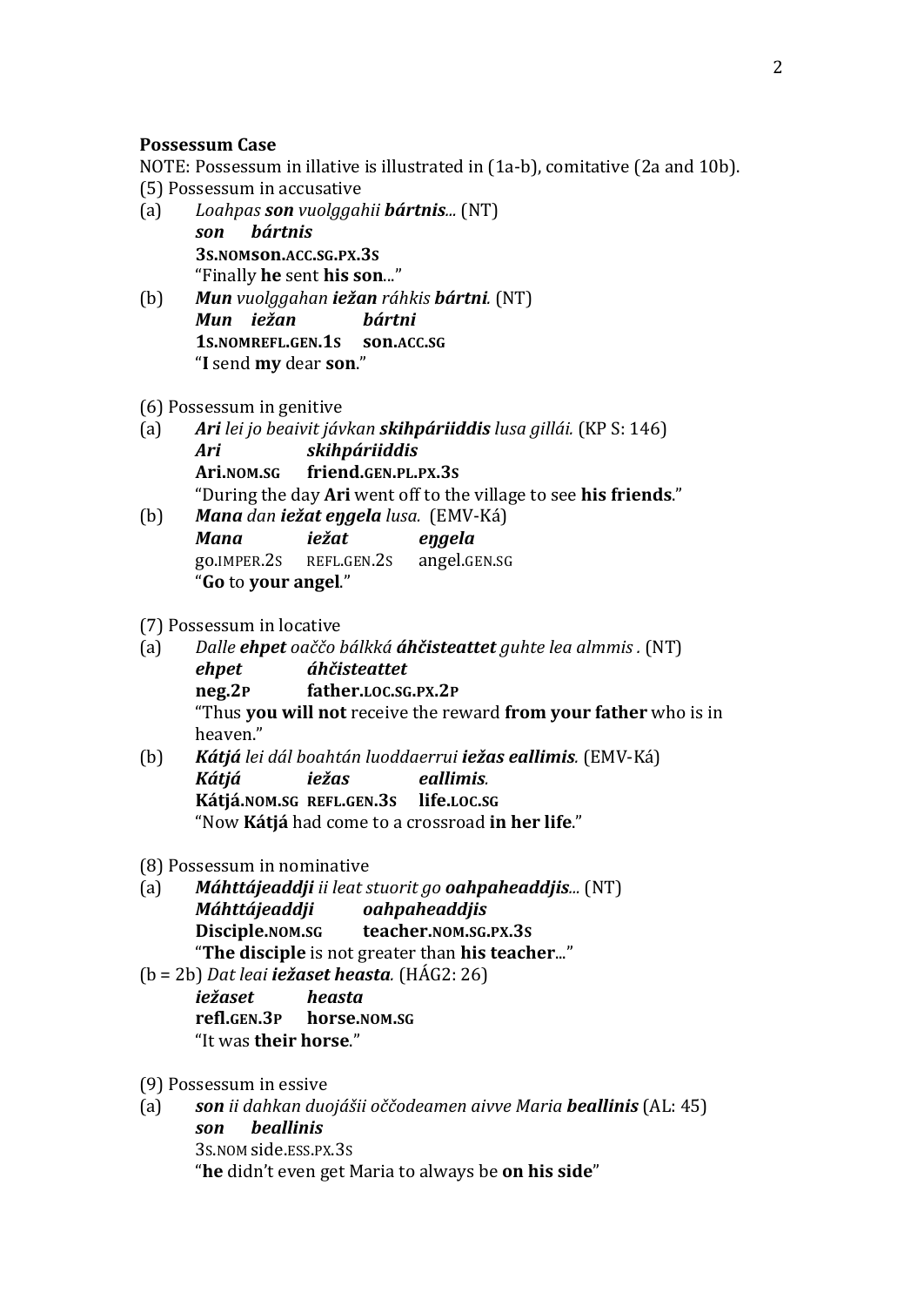**Possessum Case**

NOTE: Possessum in illative is illustrated in (1a-b), comitative (2a and 10b).

(5) Possessum in accusative

(a) *Loahpas **son** vuolggahii **bártnis**...* (NT)
 ***son*** ***bártnis***
 **3S.NOM** **son.ACC.SG.PX.3S**
 "Finally **he** sent **his son**..."

(b) ***Mun** vuolggahan **iežan** ráhkis **bártni**.* (NT)
 ***Mun*** ***iežan*** ***bártni***
 **1S.NOM** **REFL.GEN.1S** **son.ACC.SG**
 "**I** send **my** dear **son**."

(6) Possessum in genitive

(a) ***Ari** lei jo beaivit jávkan **skihpáriiddis** lusa gillái.* (KP S: 146)
 ***Ari*** ***skihpáriiddis***
 **Ari.NOM.SG** **friend.GEN.PL.PX.3S**
 "During the day **Ari** went off to the village to see **his friends**."

(b) ***Mana** dan **iežat eŋgela** lusa.* (EMV-Ká)
 ***Mana*** ***iežat*** ***eŋgela***
 go.IMPER.2S REFL.GEN.2S angel.GEN.SG
 "**Go** to **your angel**."

(7) Possessum in locative

(a) *Dalle **ehpet** oaččo bálkká **áhčisteattet** guhte lea almmis .* (NT)
 ***ehpet*** ***áhčisteattet***
 **neg.2P** **father.LOC.SG.PX.2P**
 "Thus **you will not** receive the reward **from your father** who is in heaven."

(b) ***Kátjá** lei dál boahtán luoddaerrui **iežas eallimis**.* (EMV-Ká)
 ***Kátjá*** ***iežas*** ***eallimis.***
 **Kátjá.NOM.SG** **REFL.GEN.3S** **life.LOC.SG**
 "Now **Kátjá** had come to a crossroad **in her life**."

(8) Possessum in nominative

(a) ***Máhttájeaddji** ii leat stuorit go **oahpaheaddjis**...* (NT)
 ***Máhttájeaddji*** ***oahpaheaddjis***
 **Disciple.NOM.SG** **teacher.NOM.SG.PX.3S**
 "**The disciple** is not greater than **his teacher**..."

(b = 2b) *Dat leai **iežaset heasta**.* (HÁG2: 26)
 ***iežaset*** ***heasta***
 **refl.GEN.3P** **horse.NOM.SG**
 "It was **their horse**."

(9) Possessum in essive

(a) ***son** ii dahkan duojášii oččodeamen aivve Maria **beallinis*** (AL: 45)
 ***son*** ***beallinis***
 3S.NOM side.ESS.PX.3S
 "**he** didn't even get Maria to always be **on his side**"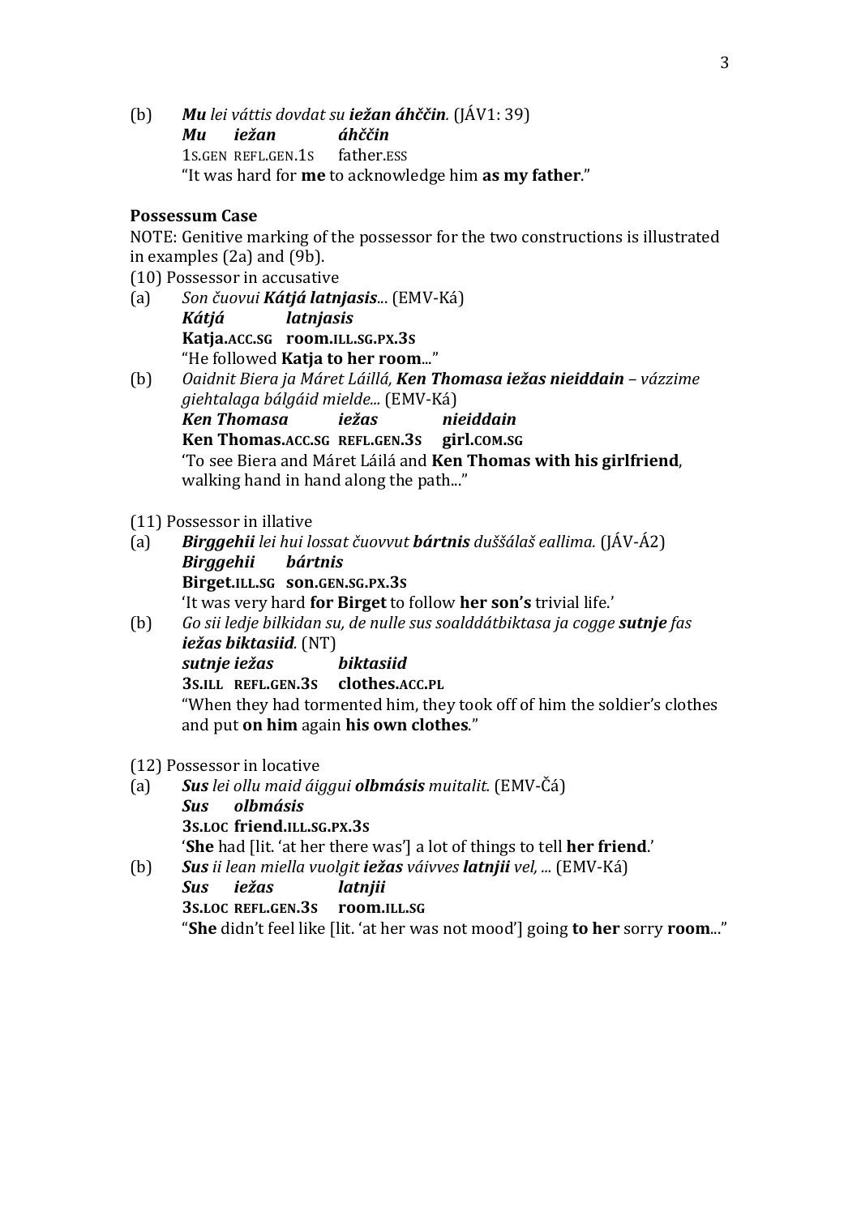(b) ***Mu*** *lei váttis dovdat su* ***iežan áhččin****.* (JÁV1: 39)
***Mu*** ***iežan*** ***áhččin***
1S.GEN REFL.GEN.1S father.ESS
"It was hard for **me** to acknowledge him **as my father**."

**Possessum Case**

NOTE: Genitive marking of the possessor for the two constructions is illustrated in examples (2a) and (9b).

(10) Possessor in accusative

(a) *Son čuovui* ***Kátjá latnjasis****...* (EMV-Ká)
***Kátjá*** ***latnjasis***
**Katja.ACC.SG room.ILL.SG.PX.3S**
"He followed **Katja to her room**..."

(b) *Oaidnit Biera ja Máret Láillá,* ***Ken Thomasa iežas nieiddain*** *– vázzime giehtalaga bálgáid mielde...* (EMV-Ká)
***Ken Thomasa*** ***iežas*** ***nieiddain***
**Ken Thomas.ACC.SG REFL.GEN.3S girl.COM.SG**
'To see Biera and Máret Láilá and **Ken Thomas with his girlfriend**, walking hand in hand along the path..."

(11) Possessor in illative

(a) ***Birggehii*** *lei hui lossat čuovvut* ***bártnis*** *duššálaš eallima.* (JÁV-Á2)
***Birggehii*** ***bártnis***
**Birget.ILL.SG son.GEN.SG.PX.3S**
'It was very hard **for Birget** to follow **her son's** trivial life.'

(b) *Go sii ledje bilkidan su, de nulle sus soalddátbiktasa ja cogge* ***sutnje*** *fas* ***iežas biktasiid****.* (NT)
***sutnje iežas*** ***biktasiid***
**3S.ILL REFL.GEN.3S clothes.ACC.PL**
"When they had tormented him, they took off of him the soldier's clothes and put **on him** again **his own clothes**."

(12) Possessor in locative

(a) ***Sus*** *lei ollu maid áiggui* ***olbmásis*** *muitalit.* (EMV-Čá)
***Sus*** ***olbmásis***
**3S.LOC friend.ILL.SG.PX.3S**
'**She** had [lit. 'at her there was'] a lot of things to tell **her friend**.'

(b) ***Sus*** *ii lean miella vuolgit* ***iežas*** *váivves* ***latnjii*** *vel, ...* (EMV-Ká)
***Sus*** ***iežas*** ***latnjii***
**3S.LOC REFL.GEN.3S room.ILL.SG**
"**She** didn't feel like [lit. 'at her was not mood'] going **to her** sorry **room**..."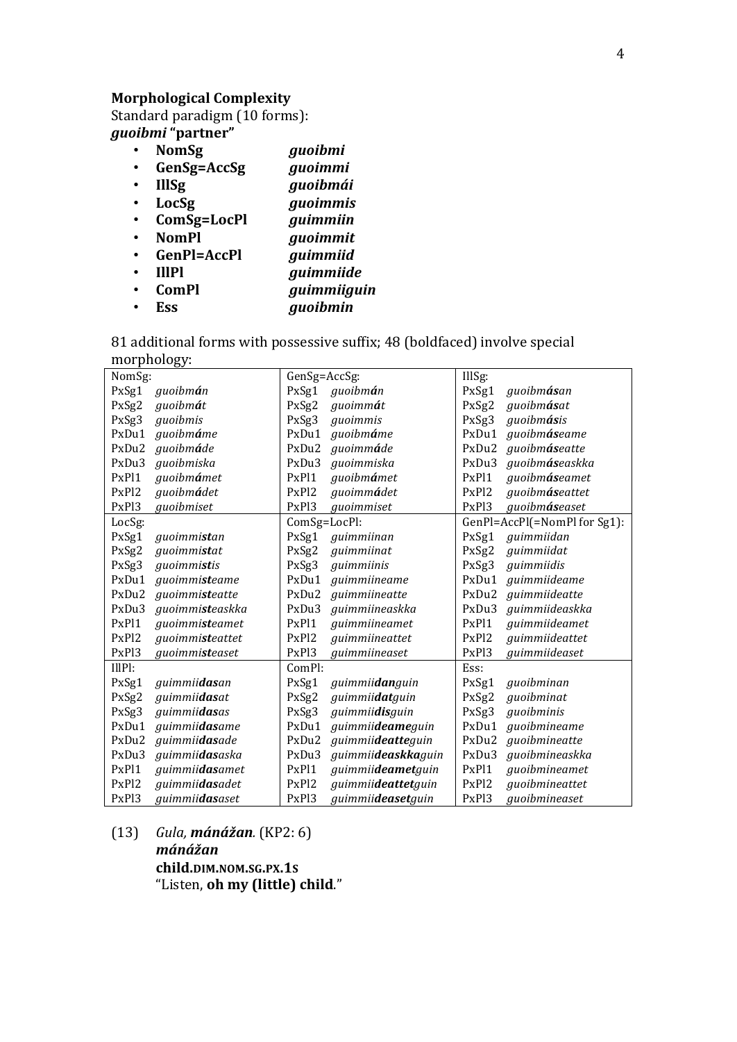**Morphological Complexity**

Standard paradigm (10 forms):

***guoibmi* "partner"**

- **NomSg** ***guoibmi***
- **GenSg=AccSg** ***guoimmi***
- **IllSg** ***guoibmái***
- **LocSg** ***guoimmis***
- **ComSg=LocPl** ***guimmiin***
- **NomPl** ***guoimmit***
- **GenPl=AccPl** ***guimmiid***
- **IllPl** ***guimmiide***
- **ComPl** ***guimmiiguin***
- **Ess** ***guoibmin***

81 additional forms with possessive suffix; 48 (boldfaced) involve special morphology:

| | | | | | |
|---|---|---|---|---|---|
| NomSg: | | GenSg=AccSg: | | IllSg: | |
| PxSg1 | *guoibm**án*** | PxSg1 | *guoibm**án*** | PxSg1 | *guoibm**ás**an* |
| PxSg2 | *guoibm**át*** | PxSg2 | *guoimm**át*** | PxSg2 | *guoibm**ás**at* |
| PxSg3 | *guoibmis* | PxSg3 | *guoimmis* | PxSg3 | *guoibm**ás**is* |
| PxDu1 | *guoibm**á**me* | PxDu1 | *guoibm**á**me* | PxDu1 | *guoibm**ás**eame* |
| PxDu2 | *guoibm**á**de* | PxDu2 | *guoimm**á**de* | PxDu2 | *guoibm**ás**eatte* |
| PxDu3 | *guoibmiska* | PxDu3 | *guoimmiska* | PxDu3 | *guoibm**ás**easkka* |
| PxPl1 | *guoibm**á**met* | PxPl1 | *guoibm**á**met* | PxPl1 | *guoibm**ás**eamet* |
| PxPl2 | *guoibm**á**det* | PxPl2 | *guoimm**á**det* | PxPl2 | *guoibm**ás**eattet* |
| PxPl3 | *guoibmiset* | PxPl3 | *guoimmiset* | PxPl3 | *guoibm**ás**easet* |
| LocSg: | | ComSg=LocPl: | | GenPl=AccPl(=NomPl for Sg1): | |
| PxSg1 | *guoimmi**st**an* | PxSg1 | *guimmiinan* | PxSg1 | *guimmiidan* |
| PxSg2 | *guoimmi**st**at* | PxSg2 | *guimmiinat* | PxSg2 | *guimmiidat* |
| PxSg3 | *guoimmi**st**is* | PxSg3 | *guimmiinis* | PxSg3 | *guimmiidis* |
| PxDu1 | *guoimmi**st**eame* | PxDu1 | *guimmiineame* | PxDu1 | *guimmiideame* |
| PxDu2 | *guoimmi**st**eatte* | PxDu2 | *guimmiineatte* | PxDu2 | *guimmiideatte* |
| PxDu3 | *guoimmi**st**easkka* | PxDu3 | *guimmiineaskka* | PxDu3 | *guimmiideaskka* |
| PxPl1 | *guoimmi**st**eamet* | PxPl1 | *guimmiineamet* | PxPl1 | *guimmiideamet* |
| PxPl2 | *guoimmi**st**eattet* | PxPl2 | *guimmiineattet* | PxPl2 | *guimmiideattet* |
| PxPl3 | *guoimmi**st**easet* | PxPl3 | *guimmiineaset* | PxPl3 | *guimmiideaset* |
| IllPl: | | ComPl: | | Ess: | |
| PxSg1 | *guimmii**das**an* | PxSg1 | *guimmii**dan**guin* | PxSg1 | *guoibminan* |
| PxSg2 | *guimmii**das**at* | PxSg2 | *guimmii**dat**guin* | PxSg2 | *guoibminat* |
| PxSg3 | *guimmii**das**as* | PxSg3 | *guimmii**dis**guin* | PxSg3 | *guoibminis* |
| PxDu1 | *guimmii**das**ame* | PxDu1 | *guimmii**deame**guin* | PxDu1 | *guoibmineame* |
| PxDu2 | *guimmii**das**ade* | PxDu2 | *guimmii**deatte**guin* | PxDu2 | *guoibmineatte* |
| PxDu3 | *guimmii**das**aska* | PxDu3 | *guimmii**deaskka**guin* | PxDu3 | *guoibmineaskka* |
| PxPl1 | *guimmii**das**amet* | PxPl1 | *guimmii**deamet**guin* | PxPl1 | *guoibmineamet* |
| PxPl2 | *guimmii**das**adet* | PxPl2 | *guimmii**deattet**guin* | PxPl2 | *guoibmineattet* |
| PxPl3 | *guimmii**das**aset* | PxPl3 | *guimmii**deaset**guin* | PxPl3 | *guoibmineaset* |

(13) *Gula, **mánážan**.* (KP2: 6)
***mánážan***
**child.DIM.NOM.SG.PX.1S**
"Listen, **oh my (little) child**."